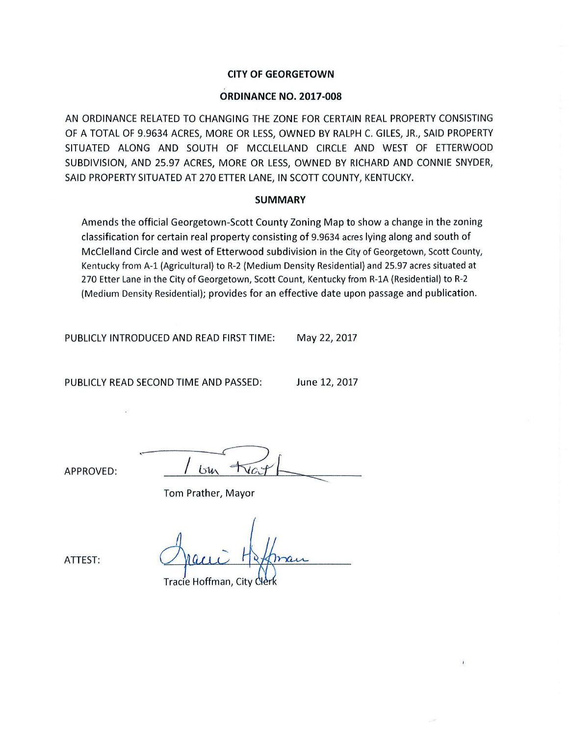**CITY OF GEORGETOWN**

**ORDINANCE NO. 2017-008**

AN ORDINANCE RELATED TO CHANGING THE ZONE FOR CERTAIN REAL PROPERTY CONSISTING OF A TOTAL OF 9.9634 ACRES, MORE OR LESS, OWNED BY RALPH C. GILES, JR., SAID PROPERTY SITUATED ALONG AND SOUTH OF MCCLELLAND CIRCLE AND WEST OF ETTERWOOD SUBDIVISION, AND 25.97 ACRES, MORE OR LESS, OWNED BY RICHARD AND CONNIE SNYDER, SAID PROPERTY SITUATED AT 270 ETTER LANE, IN SCOTT COUNTY, KENTUCKY.

**SUMMARY**

Amends the official Georgetown-Scott County Zoning Map to show a change in the zoning classification for certain real property consisting of 9.9634 acres lying along and south of McClelland Circle and west of Etterwood subdivision in the City of Georgetown, Scott County, Kentucky from A-1 (Agricultural) to R-2 (Medium Density Residential) and 25.97 acres situated at 270 Etter Lane in the City of Georgetown, Scott Count, Kentucky from R-1A (Residential) to R-2 (Medium Density Residential); provides for an effective date upon passage and publication.

PUBLICLY INTRODUCED AND READ FIRST TIME: May 22, 2017

PUBLICLY READ SECOND TIME AND PASSED: June 12, 2017

APPROVED: _______________________

Tom Prather, Mayor

ATTEST: _______________________

Tracie Hoffman, City Clerk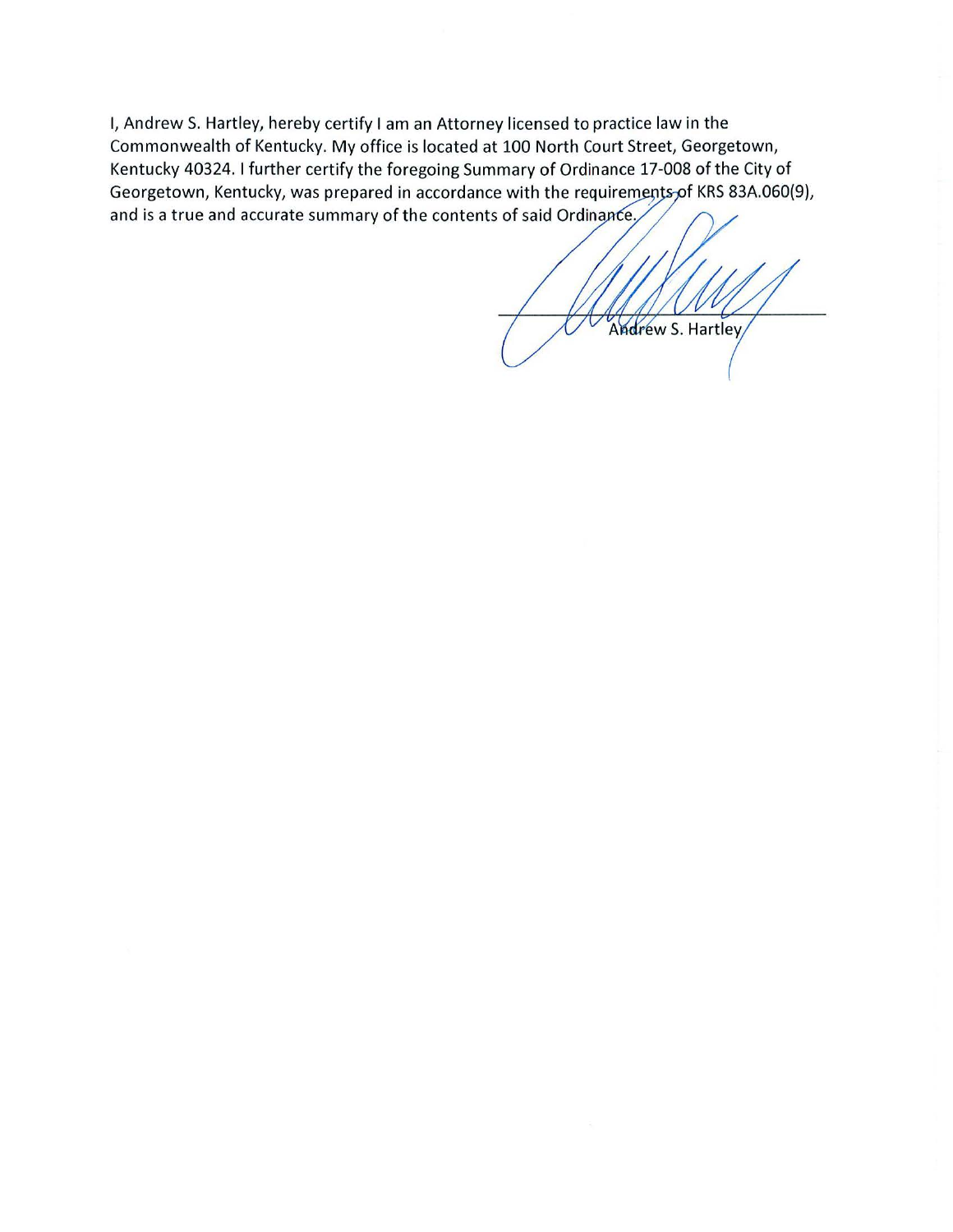I, Andrew S. Hartley, hereby certify I am an Attorney licensed to practice law in the Commonwealth of Kentucky. My office is located at 100 North Court Street, Georgetown, Kentucky 40324. I further certify the foregoing Summary of Ordinance 17-008 of the City of Georgetown, Kentucky, was prepared in accordance with the requirements of KRS 83A.060(9), and is a true and accurate summary of the contents of said Ordinance.

Andrew S. Hartley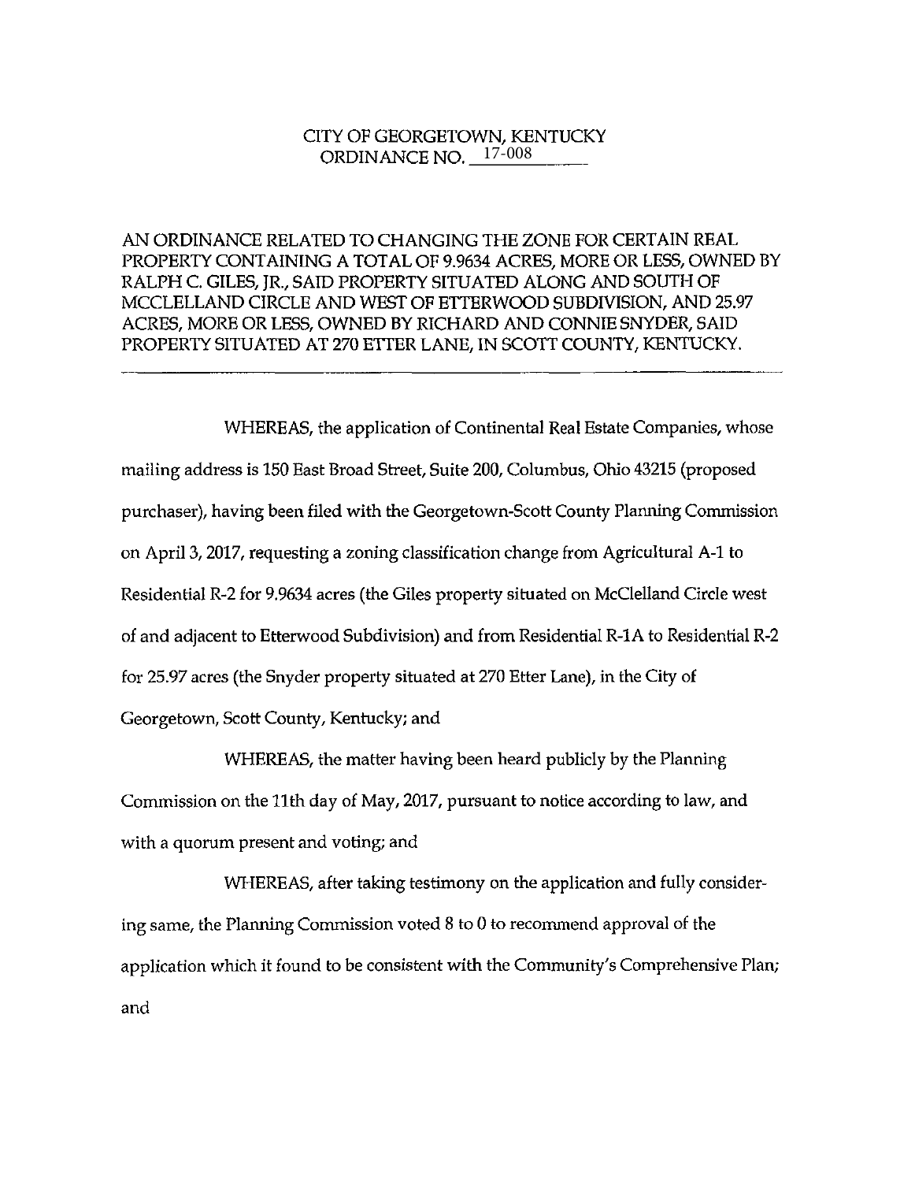CITY OF GEORGETOWN, KENTUCKY
ORDINANCE NO. 17-008

AN ORDINANCE RELATED TO CHANGING THE ZONE FOR CERTAIN REAL PROPERTY CONTAINING A TOTAL OF 9.9634 ACRES, MORE OR LESS, OWNED BY RALPH C. GILES, JR., SAID PROPERTY SITUATED ALONG AND SOUTH OF MCCLELLAND CIRCLE AND WEST OF ETTERWOOD SUBDIVISION, AND 25.97 ACRES, MORE OR LESS, OWNED BY RICHARD AND CONNIE SNYDER, SAID PROPERTY SITUATED AT 270 ETTER LANE, IN SCOTT COUNTY, KENTUCKY.

---

WHEREAS, the application of Continental Real Estate Companies, whose mailing address is 150 East Broad Street, Suite 200, Columbus, Ohio 43215 (proposed purchaser), having been filed with the Georgetown-Scott County Planning Commission on April 3, 2017, requesting a zoning classification change from Agricultural A-1 to Residential R-2 for 9.9634 acres (the Giles property situated on McClelland Circle west of and adjacent to Etterwood Subdivision) and from Residential R-1A to Residential R-2 for 25.97 acres (the Snyder property situated at 270 Etter Lane), in the City of Georgetown, Scott County, Kentucky; and

WHEREAS, the matter having been heard publicly by the Planning Commission on the 11th day of May, 2017, pursuant to notice according to law, and with a quorum present and voting; and

WHEREAS, after taking testimony on the application and fully considering same, the Planning Commission voted 8 to 0 to recommend approval of the application which it found to be consistent with the Community's Comprehensive Plan; and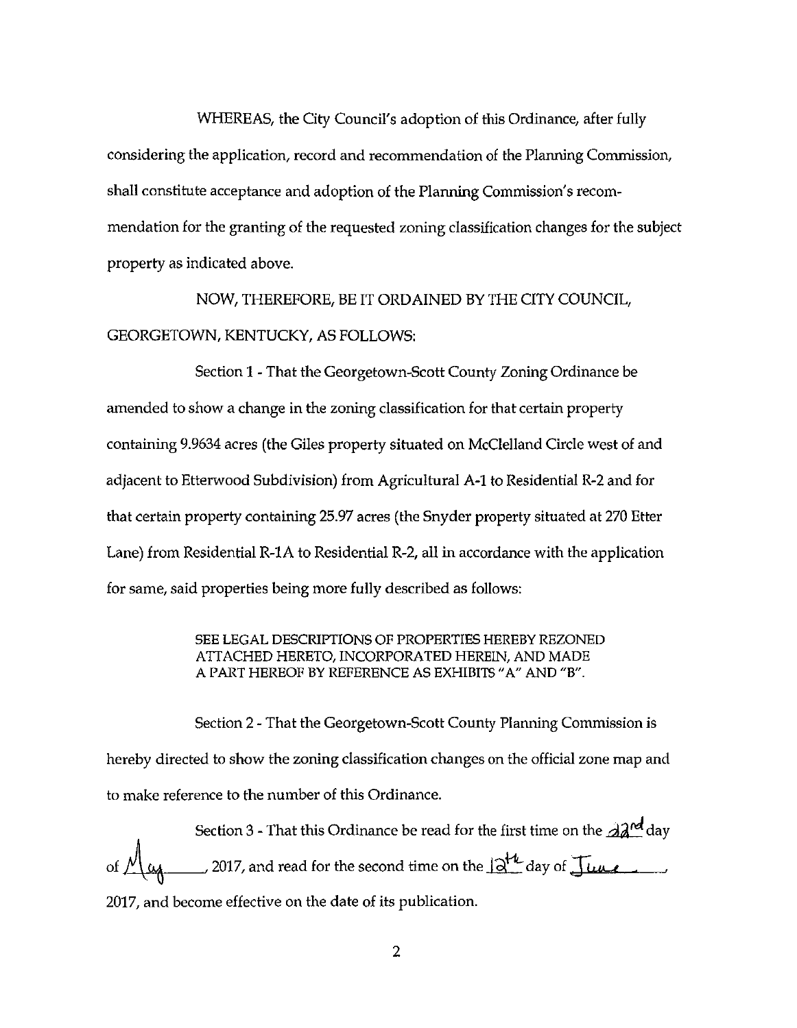WHEREAS, the City Council's adoption of this Ordinance, after fully considering the application, record and recommendation of the Planning Commission, shall constitute acceptance and adoption of the Planning Commission's recommendation for the granting of the requested zoning classification changes for the subject property as indicated above.

NOW, THEREFORE, BE IT ORDAINED BY THE CITY COUNCIL, GEORGETOWN, KENTUCKY, AS FOLLOWS:

Section 1 - That the Georgetown-Scott County Zoning Ordinance be amended to show a change in the zoning classification for that certain property containing 9.9634 acres (the Giles property situated on McClelland Circle west of and adjacent to Etterwood Subdivision) from Agricultural A-1 to Residential R-2 and for that certain property containing 25.97 acres (the Snyder property situated at 270 Etter Lane) from Residential R-1A to Residential R-2, all in accordance with the application for same, said properties being more fully described as follows:

> SEE LEGAL DESCRIPTIONS OF PROPERTIES HEREBY REZONED ATTACHED HERETO, INCORPORATED HEREIN, AND MADE A PART HEREOF BY REFERENCE AS EXHIBITS "A" AND "B".

Section 2 - That the Georgetown-Scott County Planning Commission is hereby directed to show the zoning classification changes on the official zone map and to make reference to the number of this Ordinance.

Section 3 - That this Ordinance be read for the first time on the 22nd day of May, 2017, and read for the second time on the 12th day of June, 2017, and become effective on the date of its publication.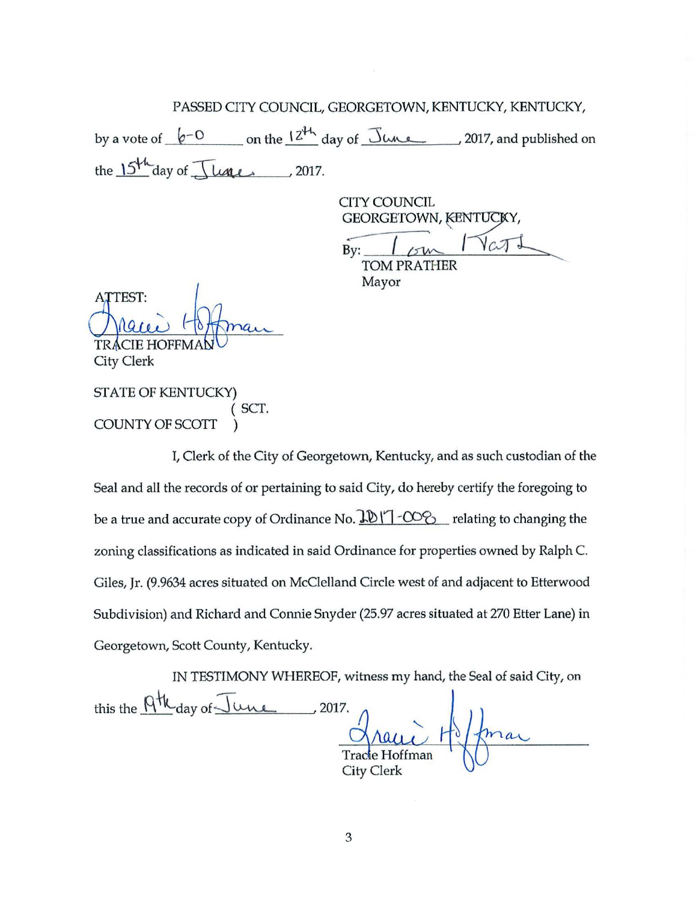PASSED CITY COUNCIL, GEORGETOWN, KENTUCKY, KENTUCKY,

by a vote of 6-0 on the 12th day of June, 2017, and published on the 15th day of June, 2017.

CITY COUNCIL
GEORGETOWN, KENTUCKY,

By: Tom Prather
TOM PRATHER
Mayor

ATTEST:

Tracie Hoffman
TRACIE HOFFMAN
City Clerk

STATE OF KENTUCKY)
( SCT.
COUNTY OF SCOTT )

I, Clerk of the City of Georgetown, Kentucky, and as such custodian of the Seal and all the records of or pertaining to said City, do hereby certify the foregoing to be a true and accurate copy of Ordinance No. 2017-008 relating to changing the zoning classifications as indicated in said Ordinance for properties owned by Ralph C. Giles, Jr. (9.9634 acres situated on McClelland Circle west of and adjacent to Etterwood Subdivision) and Richard and Connie Snyder (25.97 acres situated at 270 Etter Lane) in Georgetown, Scott County, Kentucky.

IN TESTIMONY WHEREOF, witness my hand, the Seal of said City, on this the 9th day of June, 2017.

Tracie Hoffman
Tracie Hoffman
City Clerk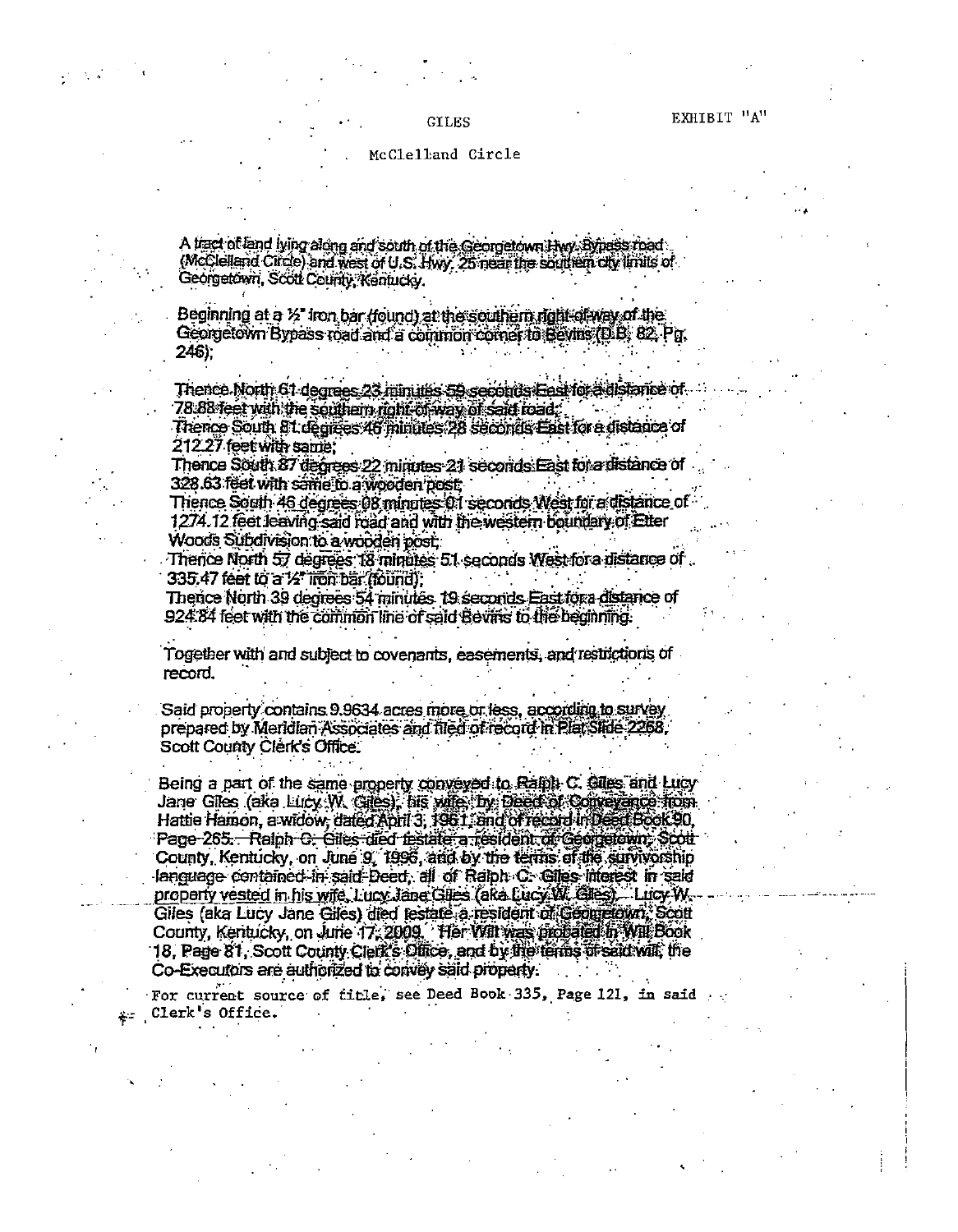GILES

EXHIBIT "A"

McClelland Circle

A tract of land lying along and south of the Georgetown Hwy. Bypass road (McClelland Circle) and west of U.S. Hwy. 25 near the southern city limits of Georgetown, Scott County, Kentucky.

Beginning at a ½" iron bar (found) at the southern right-of-way of the Georgetown Bypass road and a common corner to Bevins (D.B. 82, Pg. 246);

Thence North 61 degrees 23 minutes 59 seconds East for a distance of 78.88 feet with the southern right-of-way of said road;
Thence South 81 degrees 46 minutes 28 seconds East for a distance of 212.27 feet with same;
Thence South 87 degrees 22 minutes 21 seconds East for a distance of 328.63 feet with same to a wooden post;
Thence South 46 degrees 08 minutes 01 seconds West for a distance of 1274.12 feet leaving said road and with the western boundary of Etter Woods Subdivision to a wooden post;
Thence North 57 degrees 18 minutes 51 seconds West for a distance of 335.47 feet to a ½" iron bar (found);
Thence North 39 degrees 54 minutes 19 seconds East for a distance of 924.84 feet with the common line of said Bevins to the beginning.

Together with and subject to covenants, easements, and restrictions of record.

Said property contains 9.9634 acres more or less, according to survey prepared by Meridian Associates and filed of record in Plat Slide 2268, Scott County Clerk's Office.

Being a part of the same property conveyed to Ralph C. Giles and Lucy Jane Giles (aka Lucy W. Giles), his wife, by Deed of Conveyance from Hattie Hamon, a widow, dated April 3, 1961, and of record in Deed Book 90, Page 265. Ralph C. Giles died testate a resident of Georgetown, Scott County, Kentucky, on June 9, 1996, and by the terms of the survivorship language contained in said Deed, all of Ralph C. Giles interest in said property vested in his wife, Lucy Jane Giles (aka Lucy W. Giles). Lucy W. Giles (aka Lucy Jane Giles) died testate a resident of Georgetown, Scott County, Kentucky, on June 17, 2009. Her Will was probated in Will Book 18, Page 81, Scott County Clerk's Office, and by the terms of said will, the Co-Executors are authorized to convey said property.

For current source of title, see Deed Book 335, Page 121, in said Clerk's Office.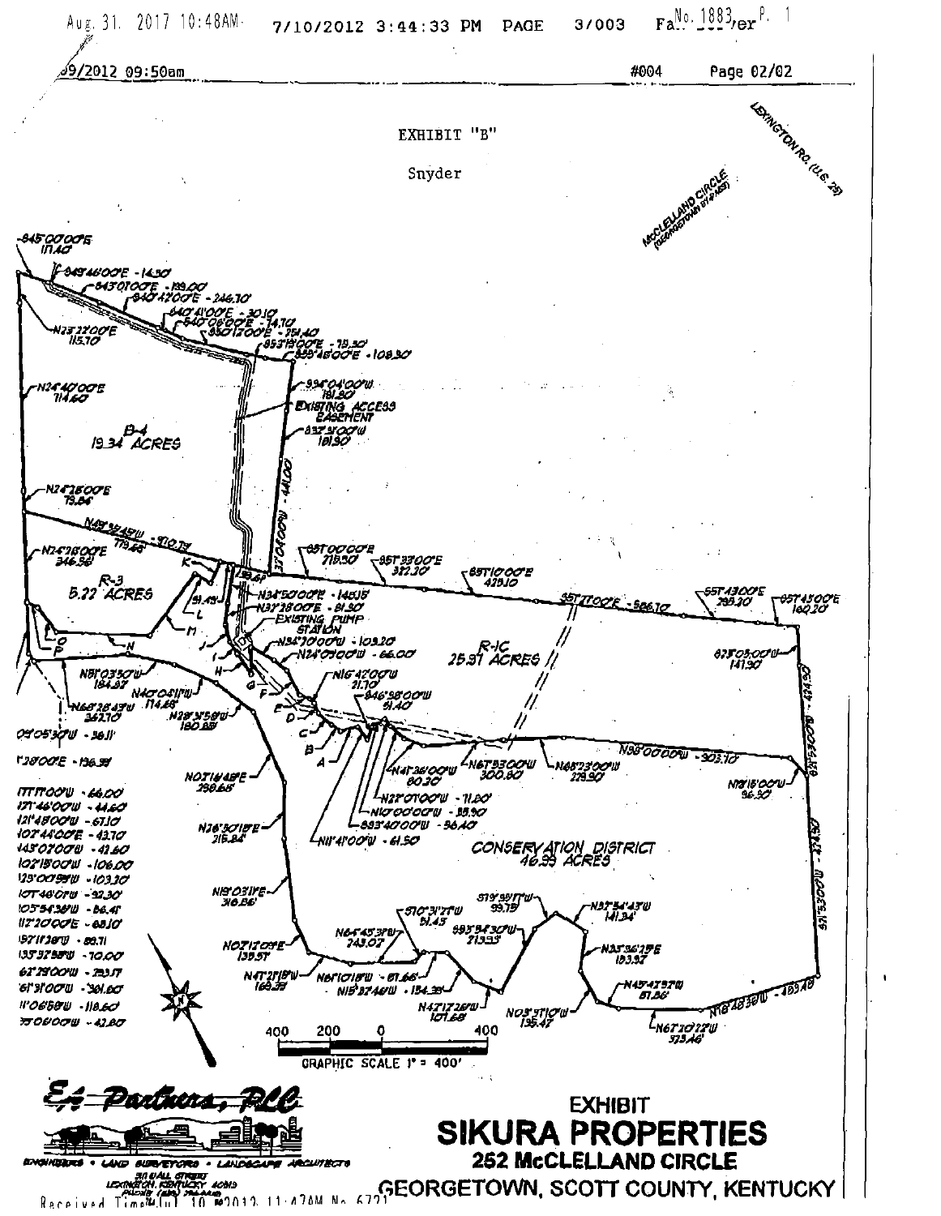# EXHIBIT "B"

Snyder

LEXINGTON RD. (U.S. 25)

McCLELLAND CIRCLE

B-4
19.34 ACRES

R-3
5.22 ACRES

R-1C
25.91 ACRES

CONSERVATION DISTRICT
40.99 ACRES

EXISTING ACCESS EASEMENT

EXISTING PUMP STATION

S45°00'00"E 171.40'
S49°46'00"E - 14.30'
S43°01'00"E - 139.00'
S40°42'00"E - 246.10'
S40°41'00"E - 30.10'
S40°06'00"E - 14.10'
S50°12'00"E - 251.40
S53°18'00"E - 19.30'
S55°48'00"E - 108.30'
N23°22'00"E 115.10'
N24°40'00"E 714.60'
S34°04'00"W 181.80'
S37°31'00"W 181.90'
37°04'00"W - 441.00
N24°26'00"E 73.84'
N49°32'45"W - 910.79'
779.48'
N24°28'00"E 346.58'
S57°00'00"E 719.50'
S57°33'00"E 327.30'
S57°10'00"E 421.10
S57°17'00"E - 586.10'
S57°43'00"E 299.30'
S57°43'00"E 160.20'
N34°50'00"E - 140.15'
N37°28'00"E - 81.30'
N34°30'00"W - 109.20'
N24°07'00"W - 66.00'
N16°42'00"W 21.10'
S46°38'00"W 51.40'
S73°05'00"W 141.90
N51°03'50"W 184.87
N40°04'11"W 114.68'
N28°31'58"W 180.88'
N66°28'43"W 362.70
01°05'30"W - 36.11'
°28'00"E - 136.37
17°17'00"W - 66.00
21°46'00"W - 44.60
21°48'00"W - 67.10
07°44'00"E - 43.10
43°07'00"W - 41.60
07°18'00"W - 106.00
25°00'59"W - 103.30
07°46'01"W - 32.30'
05°54'38"W - 86.41
12°20'00"E - 68.10
97°11'38"W - 89.71
35°37'59"W - 10.00
61°29'00"W - 793.17
61°31'00"W - 301.00
11°06'58"W - 118.60
75°06'00"W - 42.80
N07°14'48"E 299.65'
N26°30'18"E 215.84'
N18°03'11"E 316.86'
N02°12'09"E 139.57
N41°36'00"W 60.30'
N67°33'00"W 300.80
N68°23'00"W 279.90
N22°07'00"W - 11.80'
N10°00'00"W - 39.90
S83°40'00"W - 36.40
N11°41'00"W - 61.50
N89°00'00"W - 903.10'
N78°15'00"W 96.90'
S21°53'00"W - 434.90
S21°53'00"W - 474.90
S10°31'17"W 51.45
S19°33'17"W 93.19
N64°45'31"W 743.07
S83°34'30"W 213.33
N37°54'43"W 141.34'
N33°36'12"E 153.37
N47°21'18"W 169.39
N61°10'18"W - 81.66'
N15°37'46"W - 154.39
N47°17'26"W 101.68
N03°31'10"W 135.47
N45°42'57"W 81.86'
N18°48'38"W - 403.40
N67°20'22"W 373.46'

A B C D E F G H I J K L M N O P

51.49'

GRAPHIC SCALE 1" = 400'
400 200 0 400

**EA Partners, PLC**
ENGINEERS • LAND SURVEYORS • LANDSCAPE ARCHITECTS
311 HALL STREET
LEXINGTON, KENTUCKY 40503
PHONE (859) 296-4400

## EXHIBIT
# SIKURA PROPERTIES
## 252 McCLELLAND CIRCLE
## GEORGETOWN, SCOTT COUNTY, KENTUCKY